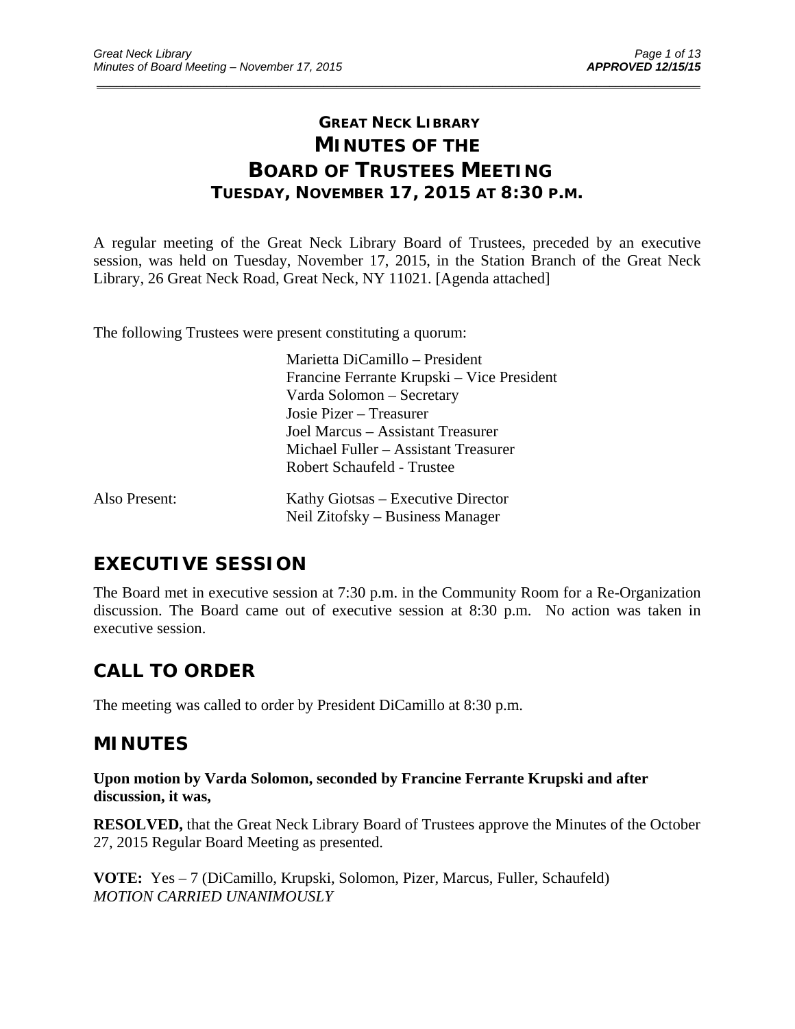# GREAT NECK LIBRARY
# MINUTES OF THE
# BOARD OF TRUSTEES MEETING
## TUESDAY, NOVEMBER 17, 2015 AT 8:30 P.M.

A regular meeting of the Great Neck Library Board of Trustees, preceded by an executive session, was held on Tuesday, November 17, 2015, in the Station Branch of the Great Neck Library, 26 Great Neck Road, Great Neck, NY 11021. [Agenda attached]

The following Trustees were present constituting a quorum:

Marietta DiCamillo – President
Francine Ferrante Krupski – Vice President
Varda Solomon – Secretary
Josie Pizer – Treasurer
Joel Marcus – Assistant Treasurer
Michael Fuller – Assistant Treasurer
Robert Schaufeld - Trustee

Also Present:
Kathy Giotsas – Executive Director
Neil Zitofsky – Business Manager

## EXECUTIVE SESSION

The Board met in executive session at 7:30 p.m. in the Community Room for a Re-Organization discussion. The Board came out of executive session at 8:30 p.m. No action was taken in executive session.

## CALL TO ORDER

The meeting was called to order by President DiCamillo at 8:30 p.m.

## MINUTES

**Upon motion by Varda Solomon, seconded by Francine Ferrante Krupski and after discussion, it was,**

**RESOLVED,** that the Great Neck Library Board of Trustees approve the Minutes of the October 27, 2015 Regular Board Meeting as presented.

**VOTE:** Yes – 7 (DiCamillo, Krupski, Solomon, Pizer, Marcus, Fuller, Schaufeld)
*MOTION CARRIED UNANIMOUSLY*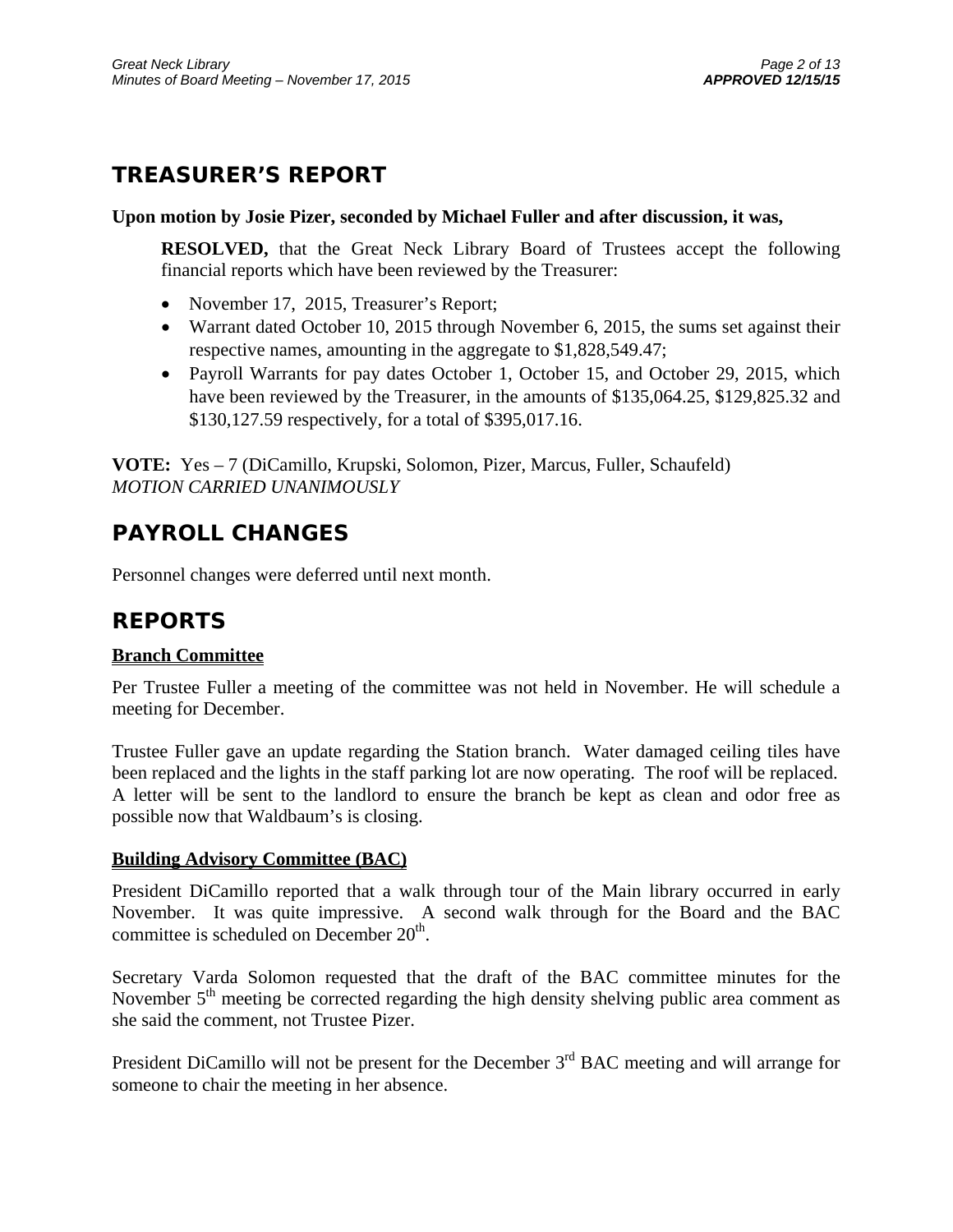## TREASURER'S REPORT

**Upon motion by Josie Pizer, seconded by Michael Fuller and after discussion, it was,**

> **RESOLVED,** that the Great Neck Library Board of Trustees accept the following financial reports which have been reviewed by the Treasurer:
>
> - November 17, 2015, Treasurer's Report;
> - Warrant dated October 10, 2015 through November 6, 2015, the sums set against their respective names, amounting in the aggregate to $1,828,549.47;
> - Payroll Warrants for pay dates October 1, October 15, and October 29, 2015, which have been reviewed by the Treasurer, in the amounts of $135,064.25, $129,825.32 and $130,127.59 respectively, for a total of $395,017.16.

**VOTE:** Yes – 7 (DiCamillo, Krupski, Solomon, Pizer, Marcus, Fuller, Schaufeld)
*MOTION CARRIED UNANIMOUSLY*

## PAYROLL CHANGES

Personnel changes were deferred until next month.

## REPORTS

### Branch Committee

Per Trustee Fuller a meeting of the committee was not held in November. He will schedule a meeting for December.

Trustee Fuller gave an update regarding the Station branch. Water damaged ceiling tiles have been replaced and the lights in the staff parking lot are now operating. The roof will be replaced. A letter will be sent to the landlord to ensure the branch be kept as clean and odor free as possible now that Waldbaum's is closing.

### Building Advisory Committee (BAC)

President DiCamillo reported that a walk through tour of the Main library occurred in early November. It was quite impressive. A second walk through for the Board and the BAC committee is scheduled on December 20th.

Secretary Varda Solomon requested that the draft of the BAC committee minutes for the November 5th meeting be corrected regarding the high density shelving public area comment as she said the comment, not Trustee Pizer.

President DiCamillo will not be present for the December 3rd BAC meeting and will arrange for someone to chair the meeting in her absence.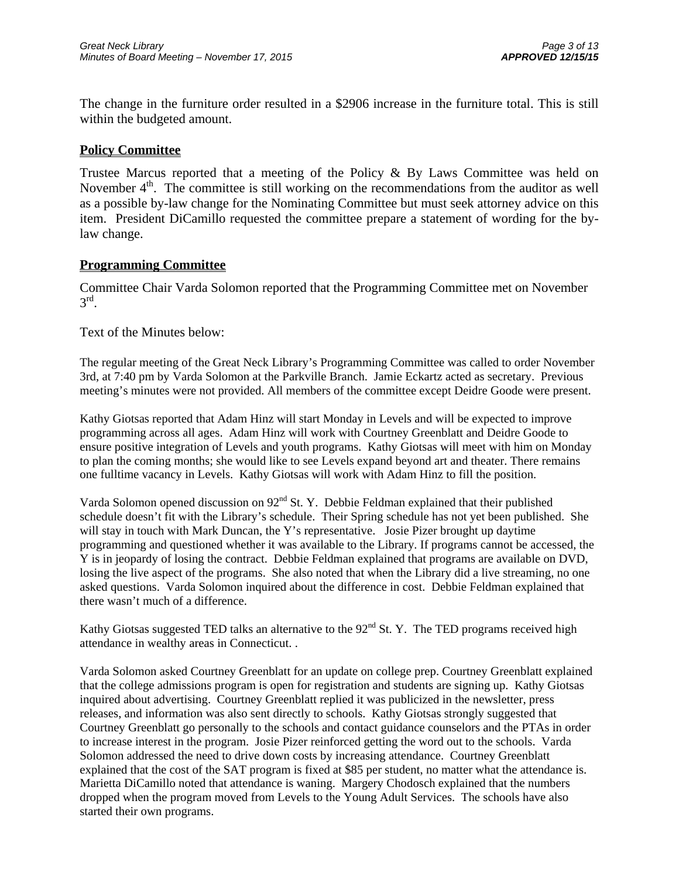The change in the furniture order resulted in a $2906 increase in the furniture total. This is still within the budgeted amount.

## Policy Committee

Trustee Marcus reported that a meeting of the Policy & By Laws Committee was held on November 4th. The committee is still working on the recommendations from the auditor as well as a possible by-law change for the Nominating Committee but must seek attorney advice on this item. President DiCamillo requested the committee prepare a statement of wording for the by-law change.

## Programming Committee

Committee Chair Varda Solomon reported that the Programming Committee met on November 3rd.

Text of the Minutes below:

The regular meeting of the Great Neck Library's Programming Committee was called to order November 3rd, at 7:40 pm by Varda Solomon at the Parkville Branch. Jamie Eckartz acted as secretary. Previous meeting's minutes were not provided. All members of the committee except Deidre Goode were present.

Kathy Giotsas reported that Adam Hinz will start Monday in Levels and will be expected to improve programming across all ages. Adam Hinz will work with Courtney Greenblatt and Deidre Goode to ensure positive integration of Levels and youth programs. Kathy Giotsas will meet with him on Monday to plan the coming months; she would like to see Levels expand beyond art and theater. There remains one fulltime vacancy in Levels. Kathy Giotsas will work with Adam Hinz to fill the position.

Varda Solomon opened discussion on 92nd St. Y. Debbie Feldman explained that their published schedule doesn't fit with the Library's schedule. Their Spring schedule has not yet been published. She will stay in touch with Mark Duncan, the Y's representative. Josie Pizer brought up daytime programming and questioned whether it was available to the Library. If programs cannot be accessed, the Y is in jeopardy of losing the contract. Debbie Feldman explained that programs are available on DVD, losing the live aspect of the programs. She also noted that when the Library did a live streaming, no one asked questions. Varda Solomon inquired about the difference in cost. Debbie Feldman explained that there wasn't much of a difference.

Kathy Giotsas suggested TED talks an alternative to the 92nd St. Y. The TED programs received high attendance in wealthy areas in Connecticut. .

Varda Solomon asked Courtney Greenblatt for an update on college prep. Courtney Greenblatt explained that the college admissions program is open for registration and students are signing up. Kathy Giotsas inquired about advertising. Courtney Greenblatt replied it was publicized in the newsletter, press releases, and information was also sent directly to schools. Kathy Giotsas strongly suggested that Courtney Greenblatt go personally to the schools and contact guidance counselors and the PTAs in order to increase interest in the program. Josie Pizer reinforced getting the word out to the schools. Varda Solomon addressed the need to drive down costs by increasing attendance. Courtney Greenblatt explained that the cost of the SAT program is fixed at $85 per student, no matter what the attendance is. Marietta DiCamillo noted that attendance is waning. Margery Chodosch explained that the numbers dropped when the program moved from Levels to the Young Adult Services. The schools have also started their own programs.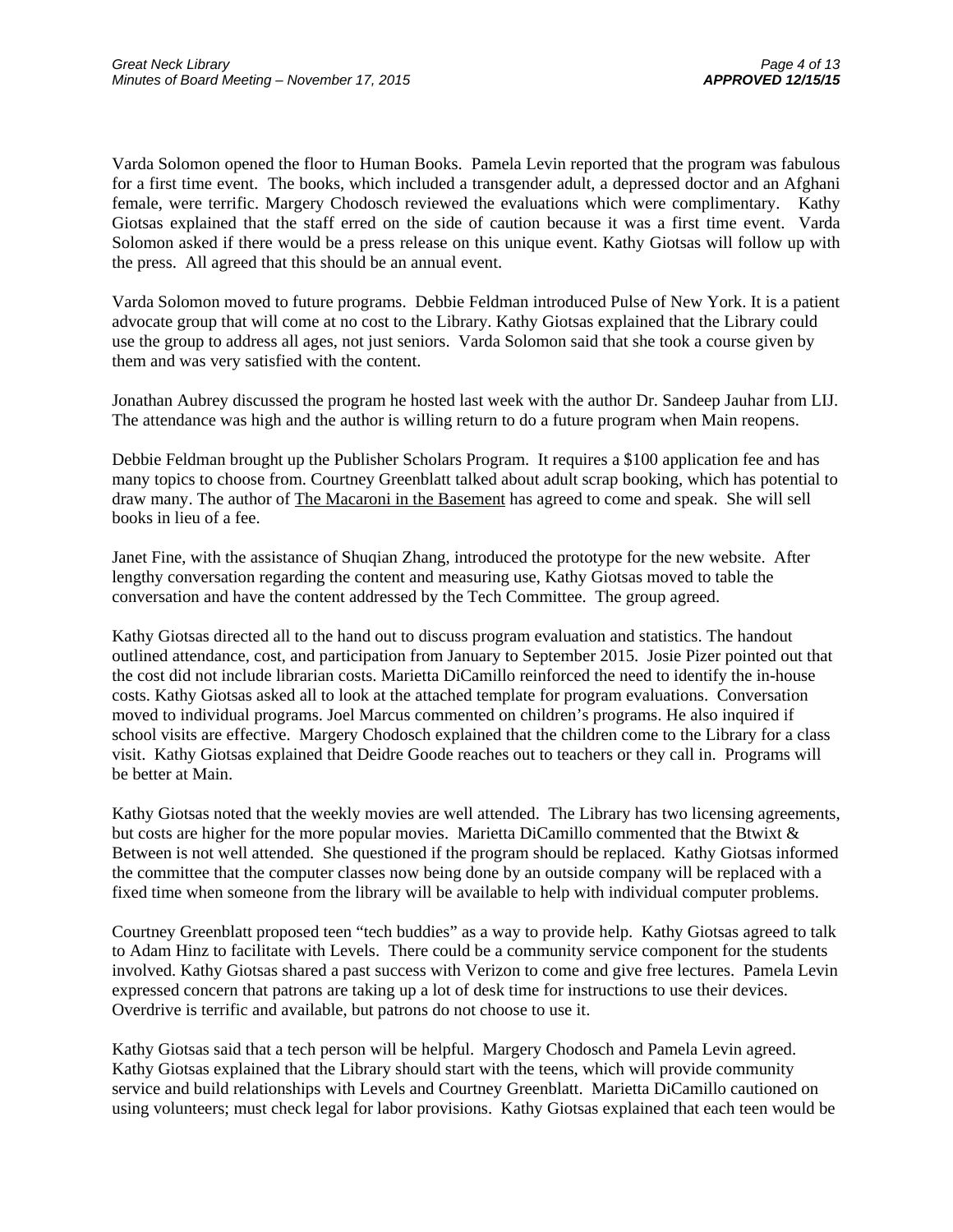Varda Solomon opened the floor to Human Books. Pamela Levin reported that the program was fabulous for a first time event. The books, which included a transgender adult, a depressed doctor and an Afghani female, were terrific. Margery Chodosch reviewed the evaluations which were complimentary. Kathy Giotsas explained that the staff erred on the side of caution because it was a first time event. Varda Solomon asked if there would be a press release on this unique event. Kathy Giotsas will follow up with the press. All agreed that this should be an annual event.

Varda Solomon moved to future programs. Debbie Feldman introduced Pulse of New York. It is a patient advocate group that will come at no cost to the Library. Kathy Giotsas explained that the Library could use the group to address all ages, not just seniors. Varda Solomon said that she took a course given by them and was very satisfied with the content.

Jonathan Aubrey discussed the program he hosted last week with the author Dr. Sandeep Jauhar from LIJ. The attendance was high and the author is willing return to do a future program when Main reopens.

Debbie Feldman brought up the Publisher Scholars Program. It requires a $100 application fee and has many topics to choose from. Courtney Greenblatt talked about adult scrap booking, which has potential to draw many. The author of The Macaroni in the Basement has agreed to come and speak. She will sell books in lieu of a fee.

Janet Fine, with the assistance of Shuqian Zhang, introduced the prototype for the new website. After lengthy conversation regarding the content and measuring use, Kathy Giotsas moved to table the conversation and have the content addressed by the Tech Committee. The group agreed.

Kathy Giotsas directed all to the hand out to discuss program evaluation and statistics. The handout outlined attendance, cost, and participation from January to September 2015. Josie Pizer pointed out that the cost did not include librarian costs. Marietta DiCamillo reinforced the need to identify the in-house costs. Kathy Giotsas asked all to look at the attached template for program evaluations. Conversation moved to individual programs. Joel Marcus commented on children's programs. He also inquired if school visits are effective. Margery Chodosch explained that the children come to the Library for a class visit. Kathy Giotsas explained that Deidre Goode reaches out to teachers or they call in. Programs will be better at Main.

Kathy Giotsas noted that the weekly movies are well attended. The Library has two licensing agreements, but costs are higher for the more popular movies. Marietta DiCamillo commented that the Btwixt & Between is not well attended. She questioned if the program should be replaced. Kathy Giotsas informed the committee that the computer classes now being done by an outside company will be replaced with a fixed time when someone from the library will be available to help with individual computer problems.

Courtney Greenblatt proposed teen "tech buddies" as a way to provide help. Kathy Giotsas agreed to talk to Adam Hinz to facilitate with Levels. There could be a community service component for the students involved. Kathy Giotsas shared a past success with Verizon to come and give free lectures. Pamela Levin expressed concern that patrons are taking up a lot of desk time for instructions to use their devices. Overdrive is terrific and available, but patrons do not choose to use it.

Kathy Giotsas said that a tech person will be helpful. Margery Chodosch and Pamela Levin agreed. Kathy Giotsas explained that the Library should start with the teens, which will provide community service and build relationships with Levels and Courtney Greenblatt. Marietta DiCamillo cautioned on using volunteers; must check legal for labor provisions. Kathy Giotsas explained that each teen would be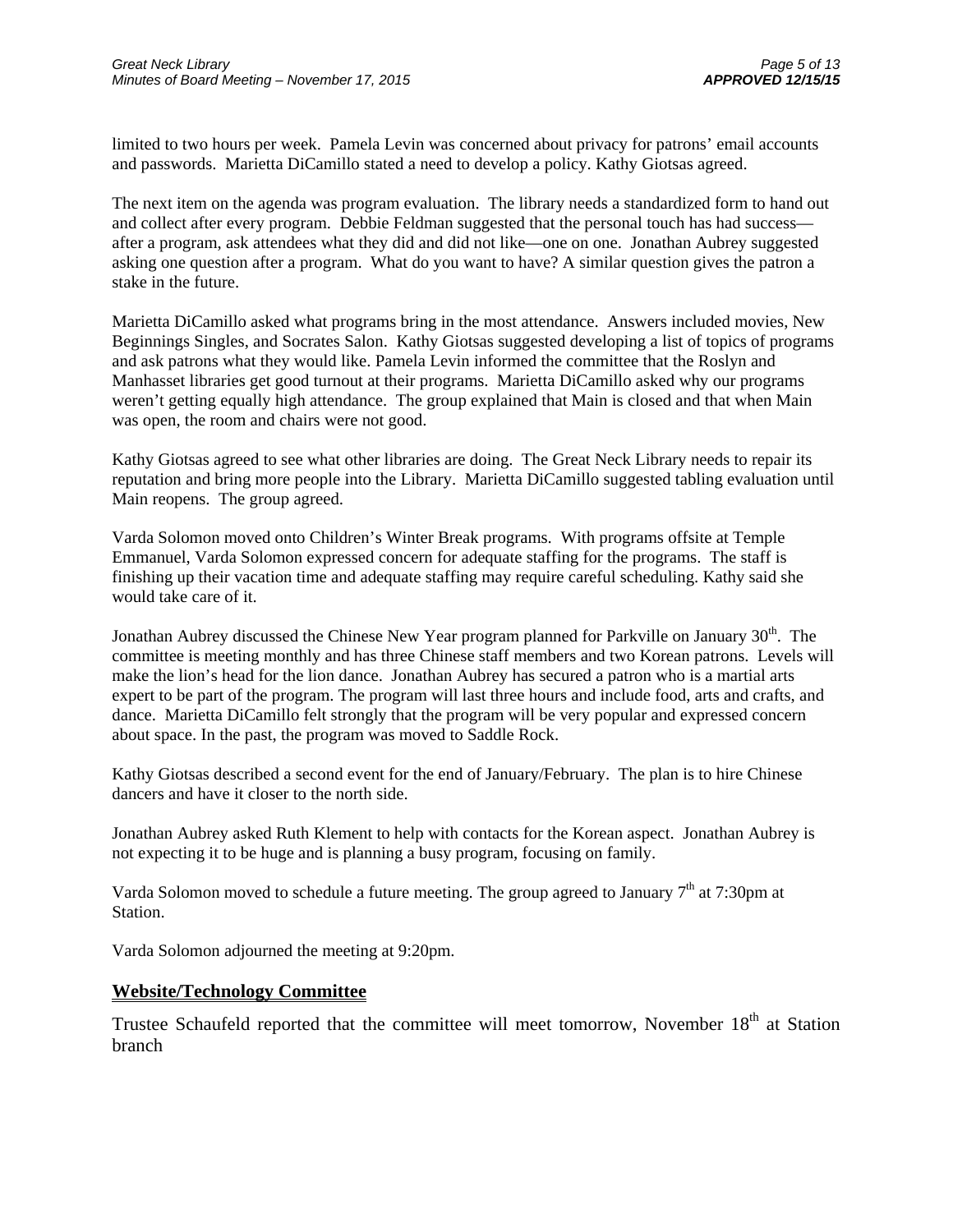limited to two hours per week. Pamela Levin was concerned about privacy for patrons' email accounts and passwords. Marietta DiCamillo stated a need to develop a policy. Kathy Giotsas agreed.

The next item on the agenda was program evaluation. The library needs a standardized form to hand out and collect after every program. Debbie Feldman suggested that the personal touch has had success—after a program, ask attendees what they did and did not like—one on one. Jonathan Aubrey suggested asking one question after a program. What do you want to have? A similar question gives the patron a stake in the future.

Marietta DiCamillo asked what programs bring in the most attendance. Answers included movies, New Beginnings Singles, and Socrates Salon. Kathy Giotsas suggested developing a list of topics of programs and ask patrons what they would like. Pamela Levin informed the committee that the Roslyn and Manhasset libraries get good turnout at their programs. Marietta DiCamillo asked why our programs weren't getting equally high attendance. The group explained that Main is closed and that when Main was open, the room and chairs were not good.

Kathy Giotsas agreed to see what other libraries are doing. The Great Neck Library needs to repair its reputation and bring more people into the Library. Marietta DiCamillo suggested tabling evaluation until Main reopens. The group agreed.

Varda Solomon moved onto Children's Winter Break programs. With programs offsite at Temple Emmanuel, Varda Solomon expressed concern for adequate staffing for the programs. The staff is finishing up their vacation time and adequate staffing may require careful scheduling. Kathy said she would take care of it.

Jonathan Aubrey discussed the Chinese New Year program planned for Parkville on January 30th. The committee is meeting monthly and has three Chinese staff members and two Korean patrons. Levels will make the lion's head for the lion dance. Jonathan Aubrey has secured a patron who is a martial arts expert to be part of the program. The program will last three hours and include food, arts and crafts, and dance. Marietta DiCamillo felt strongly that the program will be very popular and expressed concern about space. In the past, the program was moved to Saddle Rock.

Kathy Giotsas described a second event for the end of January/February. The plan is to hire Chinese dancers and have it closer to the north side.

Jonathan Aubrey asked Ruth Klement to help with contacts for the Korean aspect. Jonathan Aubrey is not expecting it to be huge and is planning a busy program, focusing on family.

Varda Solomon moved to schedule a future meeting. The group agreed to January 7th at 7:30pm at Station.

Varda Solomon adjourned the meeting at 9:20pm.

## Website/Technology Committee

Trustee Schaufeld reported that the committee will meet tomorrow, November 18th at Station branch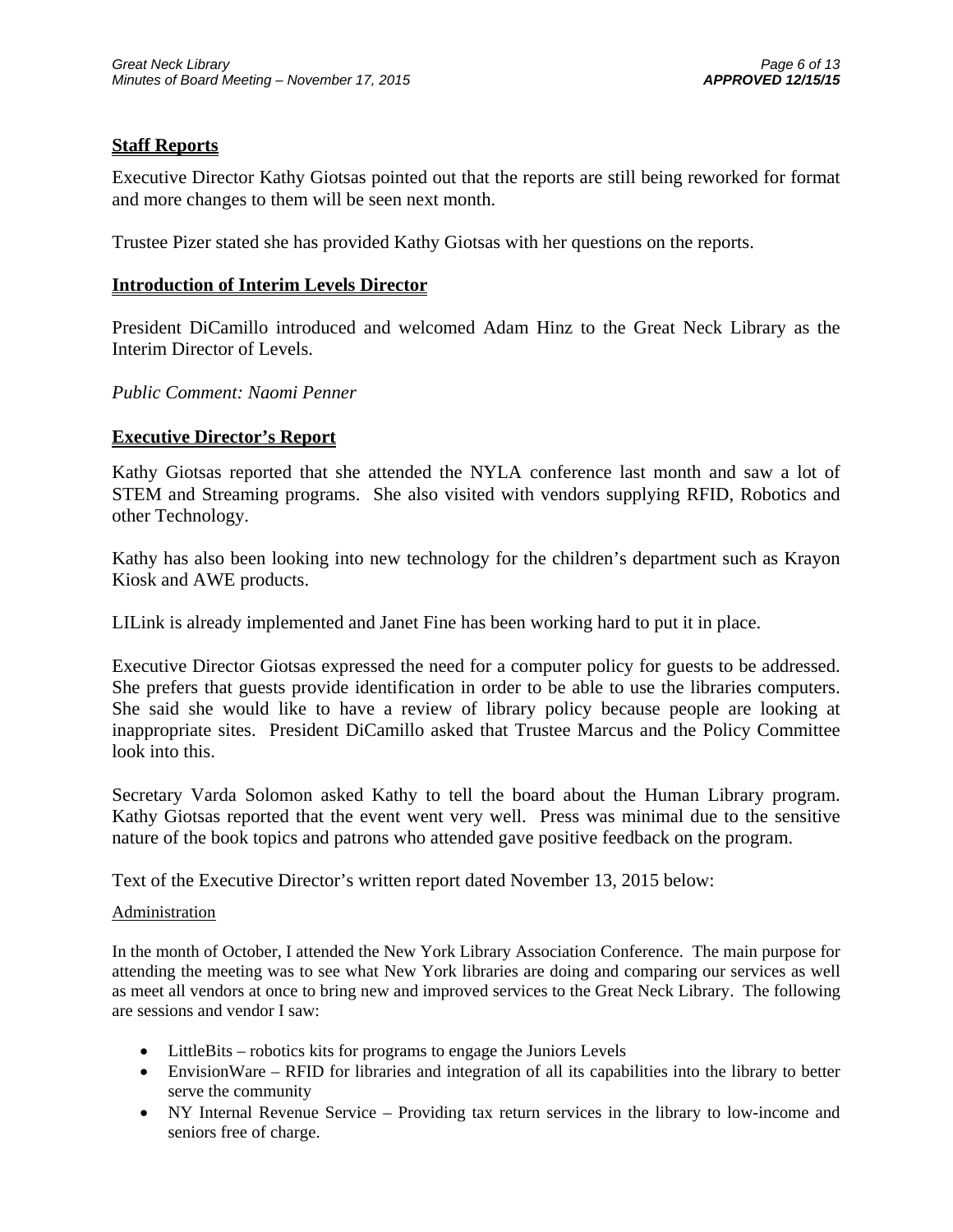## Staff Reports

Executive Director Kathy Giotsas pointed out that the reports are still being reworked for format and more changes to them will be seen next month.

Trustee Pizer stated she has provided Kathy Giotsas with her questions on the reports.

## Introduction of Interim Levels Director

President DiCamillo introduced and welcomed Adam Hinz to the Great Neck Library as the Interim Director of Levels.

*Public Comment: Naomi Penner*

## Executive Director's Report

Kathy Giotsas reported that she attended the NYLA conference last month and saw a lot of STEM and Streaming programs. She also visited with vendors supplying RFID, Robotics and other Technology.

Kathy has also been looking into new technology for the children's department such as Krayon Kiosk and AWE products.

LILink is already implemented and Janet Fine has been working hard to put it in place.

Executive Director Giotsas expressed the need for a computer policy for guests to be addressed. She prefers that guests provide identification in order to be able to use the libraries computers. She said she would like to have a review of library policy because people are looking at inappropriate sites. President DiCamillo asked that Trustee Marcus and the Policy Committee look into this.

Secretary Varda Solomon asked Kathy to tell the board about the Human Library program. Kathy Giotsas reported that the event went very well. Press was minimal due to the sensitive nature of the book topics and patrons who attended gave positive feedback on the program.

Text of the Executive Director's written report dated November 13, 2015 below:

Administration

In the month of October, I attended the New York Library Association Conference. The main purpose for attending the meeting was to see what New York libraries are doing and comparing our services as well as meet all vendors at once to bring new and improved services to the Great Neck Library. The following are sessions and vendor I saw:

- LittleBits – robotics kits for programs to engage the Juniors Levels
- EnvisionWare – RFID for libraries and integration of all its capabilities into the library to better serve the community
- NY Internal Revenue Service – Providing tax return services in the library to low-income and seniors free of charge.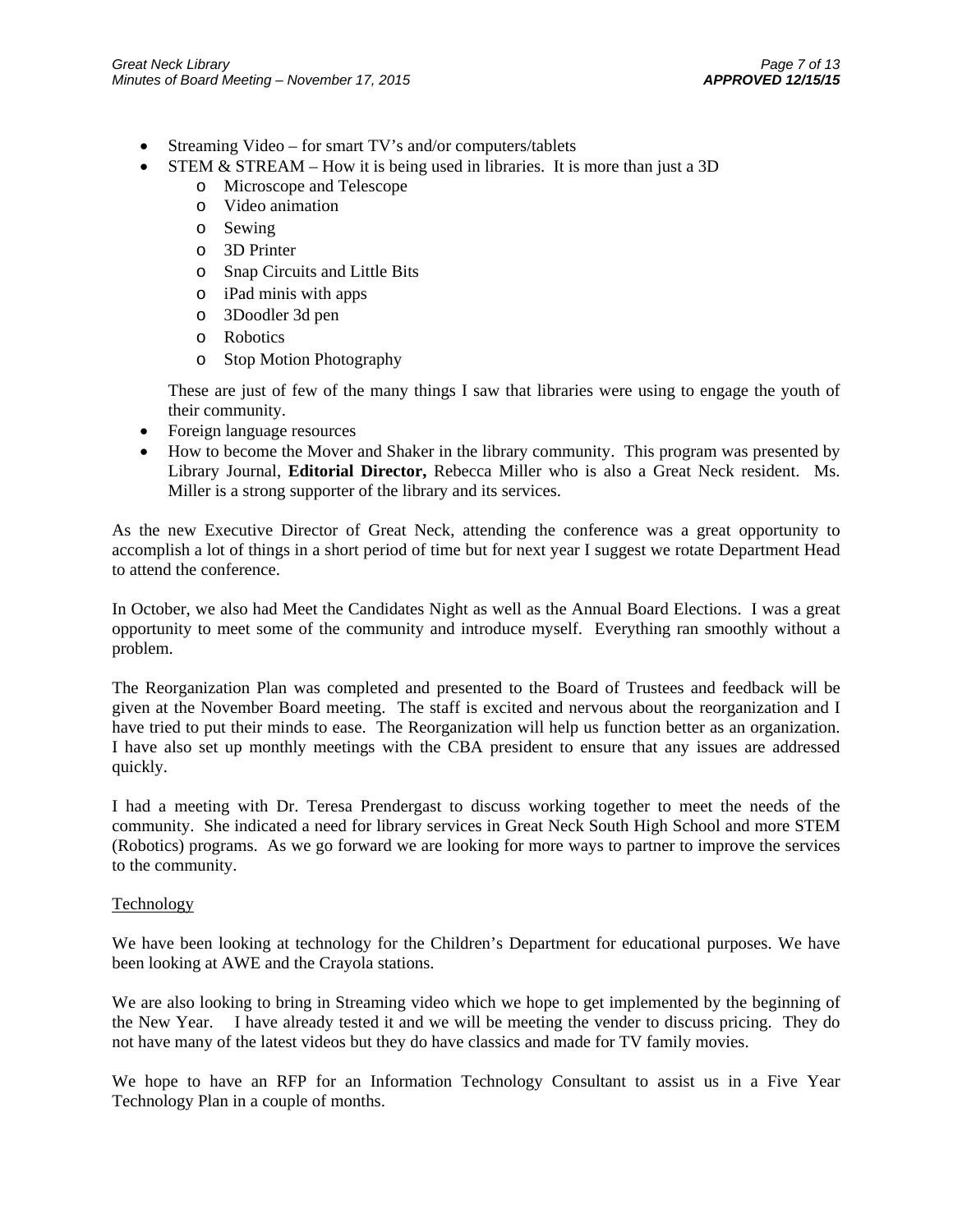- Streaming Video – for smart TV's and/or computers/tablets
- STEM & STREAM – How it is being used in libraries. It is more than just a 3D
    - Microscope and Telescope
    - Video animation
    - Sewing
    - 3D Printer
    - Snap Circuits and Little Bits
    - iPad minis with apps
    - 3Doodler 3d pen
    - Robotics
    - Stop Motion Photography

  These are just of few of the many things I saw that libraries were using to engage the youth of their community.
- Foreign language resources
- How to become the Mover and Shaker in the library community. This program was presented by Library Journal, **Editorial Director,** Rebecca Miller who is also a Great Neck resident. Ms. Miller is a strong supporter of the library and its services.

As the new Executive Director of Great Neck, attending the conference was a great opportunity to accomplish a lot of things in a short period of time but for next year I suggest we rotate Department Head to attend the conference.

In October, we also had Meet the Candidates Night as well as the Annual Board Elections. I was a great opportunity to meet some of the community and introduce myself. Everything ran smoothly without a problem.

The Reorganization Plan was completed and presented to the Board of Trustees and feedback will be given at the November Board meeting. The staff is excited and nervous about the reorganization and I have tried to put their minds to ease. The Reorganization will help us function better as an organization. I have also set up monthly meetings with the CBA president to ensure that any issues are addressed quickly.

I had a meeting with Dr. Teresa Prendergast to discuss working together to meet the needs of the community. She indicated a need for library services in Great Neck South High School and more STEM (Robotics) programs. As we go forward we are looking for more ways to partner to improve the services to the community.

Technology

We have been looking at technology for the Children's Department for educational purposes. We have been looking at AWE and the Crayola stations.

We are also looking to bring in Streaming video which we hope to get implemented by the beginning of the New Year. I have already tested it and we will be meeting the vender to discuss pricing. They do not have many of the latest videos but they do have classics and made for TV family movies.

We hope to have an RFP for an Information Technology Consultant to assist us in a Five Year Technology Plan in a couple of months.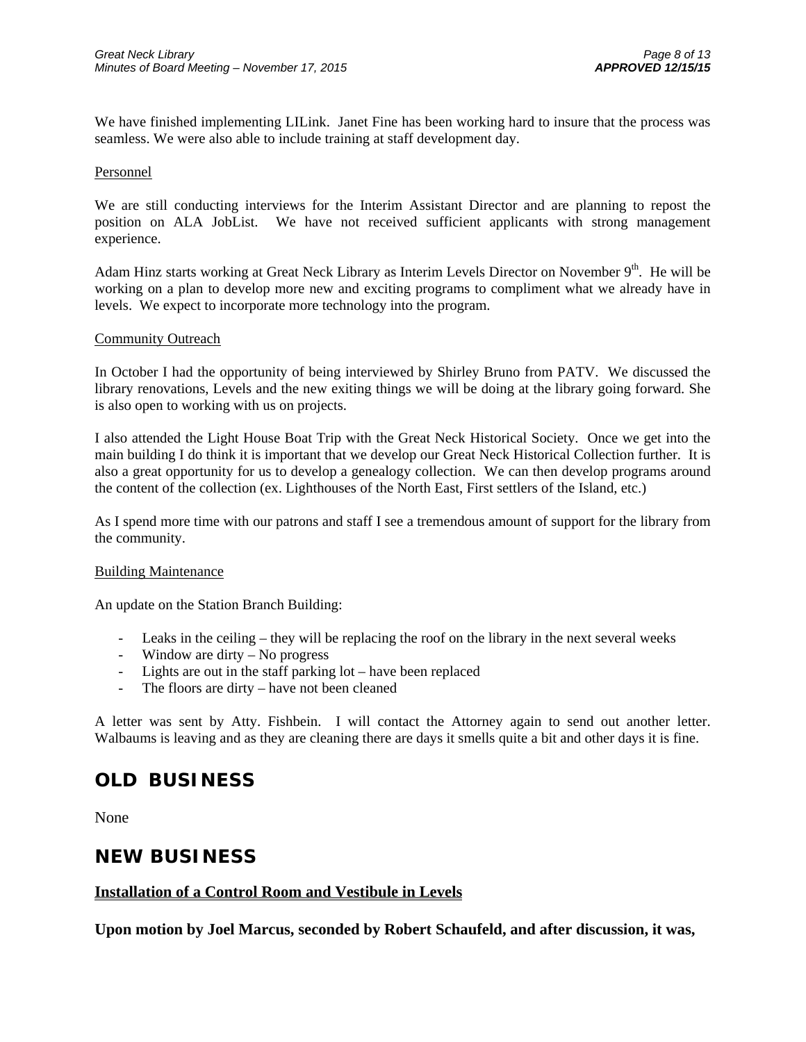We have finished implementing LILink. Janet Fine has been working hard to insure that the process was seamless. We were also able to include training at staff development day.

Personnel

We are still conducting interviews for the Interim Assistant Director and are planning to repost the position on ALA JobList. We have not received sufficient applicants with strong management experience.

Adam Hinz starts working at Great Neck Library as Interim Levels Director on November 9th. He will be working on a plan to develop more new and exciting programs to compliment what we already have in levels. We expect to incorporate more technology into the program.

Community Outreach

In October I had the opportunity of being interviewed by Shirley Bruno from PATV. We discussed the library renovations, Levels and the new exiting things we will be doing at the library going forward. She is also open to working with us on projects.

I also attended the Light House Boat Trip with the Great Neck Historical Society. Once we get into the main building I do think it is important that we develop our Great Neck Historical Collection further. It is also a great opportunity for us to develop a genealogy collection. We can then develop programs around the content of the collection (ex. Lighthouses of the North East, First settlers of the Island, etc.)

As I spend more time with our patrons and staff I see a tremendous amount of support for the library from the community.

Building Maintenance

An update on the Station Branch Building:

- Leaks in the ceiling – they will be replacing the roof on the library in the next several weeks
- Window are dirty – No progress
- Lights are out in the staff parking lot – have been replaced
- The floors are dirty – have not been cleaned

A letter was sent by Atty. Fishbein. I will contact the Attorney again to send out another letter. Walbaums is leaving and as they are cleaning there are days it smells quite a bit and other days it is fine.

## OLD BUSINESS

None

## NEW BUSINESS

**Installation of a Control Room and Vestibule in Levels**

**Upon motion by Joel Marcus, seconded by Robert Schaufeld, and after discussion, it was,**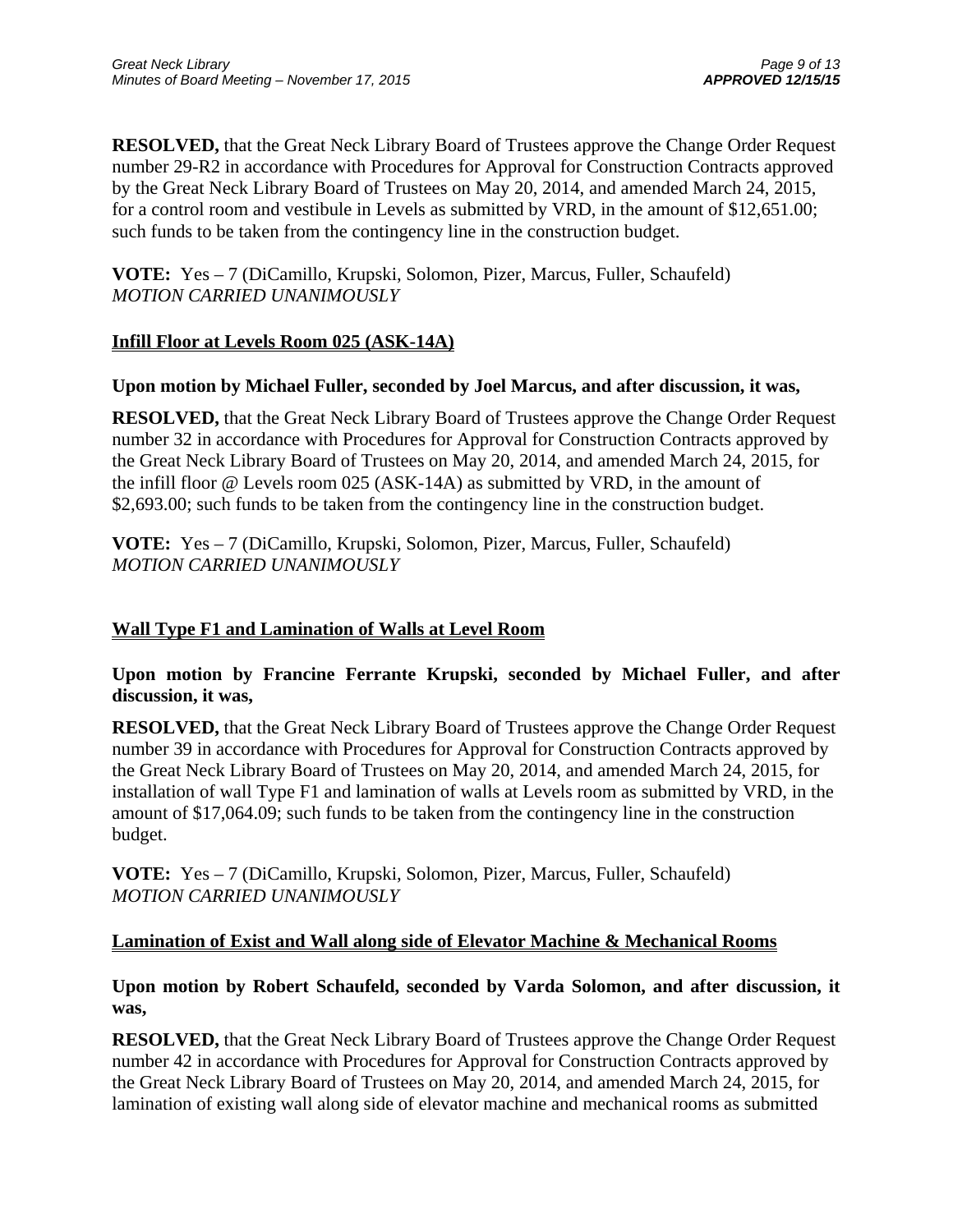**RESOLVED,** that the Great Neck Library Board of Trustees approve the Change Order Request number 29-R2 in accordance with Procedures for Approval for Construction Contracts approved by the Great Neck Library Board of Trustees on May 20, 2014, and amended March 24, 2015, for a control room and vestibule in Levels as submitted by VRD, in the amount of $12,651.00; such funds to be taken from the contingency line in the construction budget.

**VOTE:** Yes – 7 (DiCamillo, Krupski, Solomon, Pizer, Marcus, Fuller, Schaufeld)
*MOTION CARRIED UNANIMOUSLY*

## Infill Floor at Levels Room 025 (ASK-14A)

**Upon motion by Michael Fuller, seconded by Joel Marcus, and after discussion, it was,**

**RESOLVED,** that the Great Neck Library Board of Trustees approve the Change Order Request number 32 in accordance with Procedures for Approval for Construction Contracts approved by the Great Neck Library Board of Trustees on May 20, 2014, and amended March 24, 2015, for the infill floor @ Levels room 025 (ASK-14A) as submitted by VRD, in the amount of $2,693.00; such funds to be taken from the contingency line in the construction budget.

**VOTE:** Yes – 7 (DiCamillo, Krupski, Solomon, Pizer, Marcus, Fuller, Schaufeld)
*MOTION CARRIED UNANIMOUSLY*

## Wall Type F1 and Lamination of Walls at Level Room

**Upon motion by Francine Ferrante Krupski, seconded by Michael Fuller, and after discussion, it was,**

**RESOLVED,** that the Great Neck Library Board of Trustees approve the Change Order Request number 39 in accordance with Procedures for Approval for Construction Contracts approved by the Great Neck Library Board of Trustees on May 20, 2014, and amended March 24, 2015, for installation of wall Type F1 and lamination of walls at Levels room as submitted by VRD, in the amount of $17,064.09; such funds to be taken from the contingency line in the construction budget.

**VOTE:** Yes – 7 (DiCamillo, Krupski, Solomon, Pizer, Marcus, Fuller, Schaufeld)
*MOTION CARRIED UNANIMOUSLY*

## Lamination of Exist and Wall along side of Elevator Machine & Mechanical Rooms

**Upon motion by Robert Schaufeld, seconded by Varda Solomon, and after discussion, it was,**

**RESOLVED,** that the Great Neck Library Board of Trustees approve the Change Order Request number 42 in accordance with Procedures for Approval for Construction Contracts approved by the Great Neck Library Board of Trustees on May 20, 2014, and amended March 24, 2015, for lamination of existing wall along side of elevator machine and mechanical rooms as submitted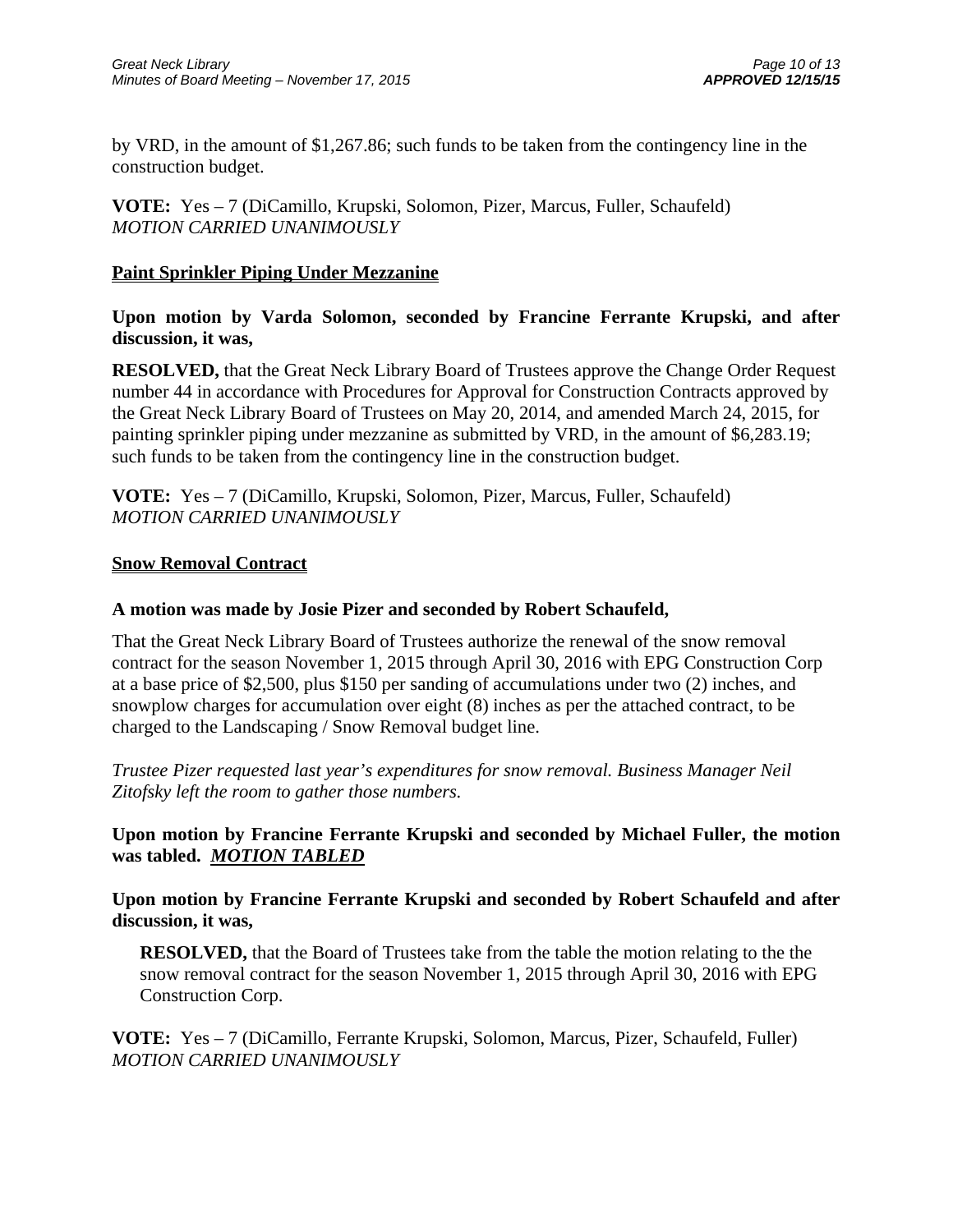by VRD, in the amount of $1,267.86; such funds to be taken from the contingency line in the construction budget.

**VOTE:** Yes – 7 (DiCamillo, Krupski, Solomon, Pizer, Marcus, Fuller, Schaufeld)
*MOTION CARRIED UNANIMOUSLY*

**Paint Sprinkler Piping Under Mezzanine**

**Upon motion by Varda Solomon, seconded by Francine Ferrante Krupski, and after discussion, it was,**

**RESOLVED,** that the Great Neck Library Board of Trustees approve the Change Order Request number 44 in accordance with Procedures for Approval for Construction Contracts approved by the Great Neck Library Board of Trustees on May 20, 2014, and amended March 24, 2015, for painting sprinkler piping under mezzanine as submitted by VRD, in the amount of $6,283.19; such funds to be taken from the contingency line in the construction budget.

**VOTE:** Yes – 7 (DiCamillo, Krupski, Solomon, Pizer, Marcus, Fuller, Schaufeld)
*MOTION CARRIED UNANIMOUSLY*

**Snow Removal Contract**

**A motion was made by Josie Pizer and seconded by Robert Schaufeld,**

That the Great Neck Library Board of Trustees authorize the renewal of the snow removal contract for the season November 1, 2015 through April 30, 2016 with EPG Construction Corp at a base price of $2,500, plus $150 per sanding of accumulations under two (2) inches, and snowplow charges for accumulation over eight (8) inches as per the attached contract, to be charged to the Landscaping / Snow Removal budget line.

*Trustee Pizer requested last year's expenditures for snow removal. Business Manager Neil Zitofsky left the room to gather those numbers.*

**Upon motion by Francine Ferrante Krupski and seconded by Michael Fuller, the motion was tabled.** ***MOTION TABLED***

**Upon motion by Francine Ferrante Krupski and seconded by Robert Schaufeld and after discussion, it was,**

> **RESOLVED,** that the Board of Trustees take from the table the motion relating to the the snow removal contract for the season November 1, 2015 through April 30, 2016 with EPG Construction Corp.

**VOTE:** Yes – 7 (DiCamillo, Ferrante Krupski, Solomon, Marcus, Pizer, Schaufeld, Fuller)
*MOTION CARRIED UNANIMOUSLY*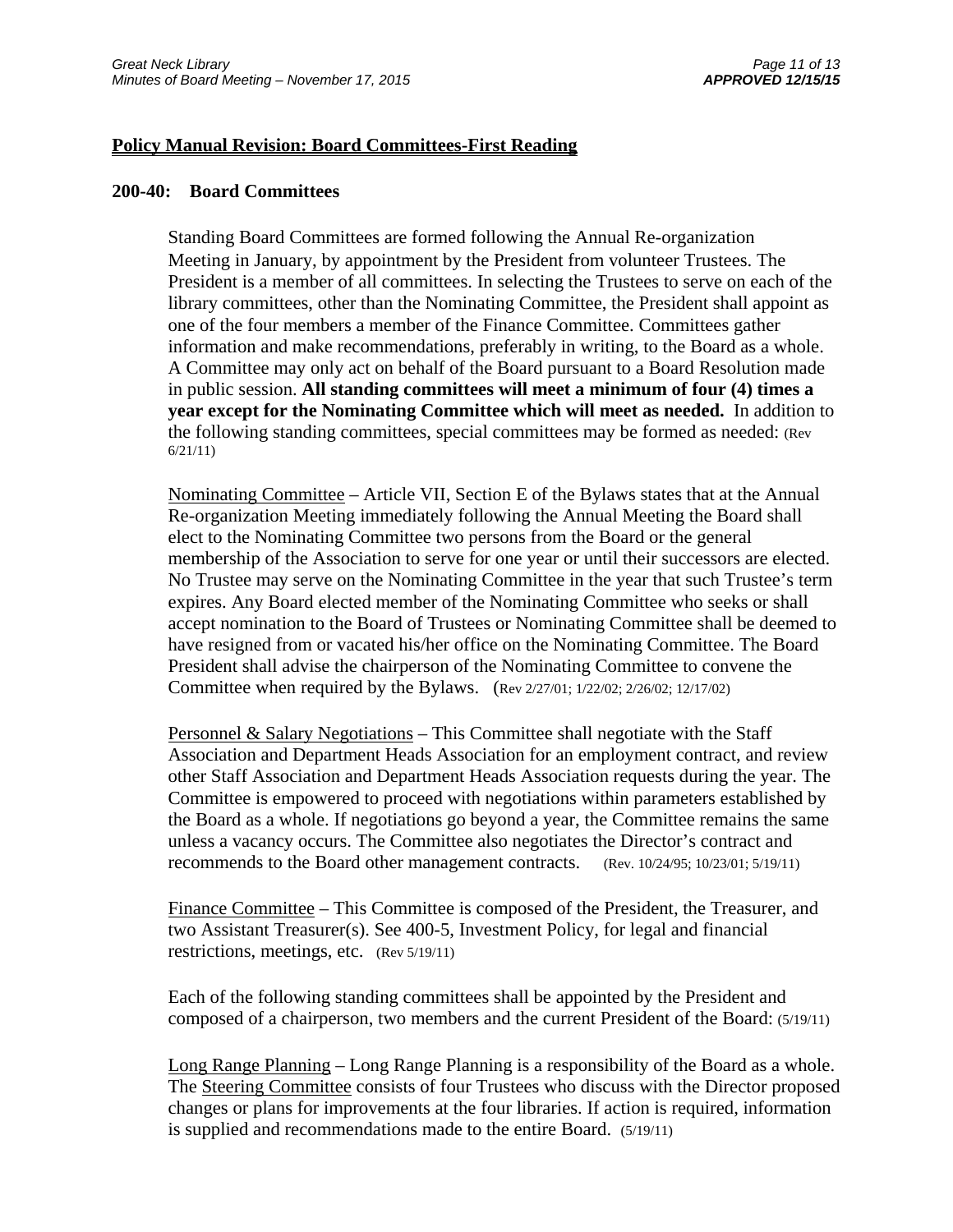## Policy Manual Revision: Board Committees-First Reading

### 200-40: Board Committees

Standing Board Committees are formed following the Annual Re-organization Meeting in January, by appointment by the President from volunteer Trustees. The President is a member of all committees. In selecting the Trustees to serve on each of the library committees, other than the Nominating Committee, the President shall appoint as one of the four members a member of the Finance Committee. Committees gather information and make recommendations, preferably in writing, to the Board as a whole. A Committee may only act on behalf of the Board pursuant to a Board Resolution made in public session. **All standing committees will meet a minimum of four (4) times a year except for the Nominating Committee which will meet as needed.** In addition to the following standing committees, special committees may be formed as needed: (Rev 6/21/11)

Nominating Committee – Article VII, Section E of the Bylaws states that at the Annual Re-organization Meeting immediately following the Annual Meeting the Board shall elect to the Nominating Committee two persons from the Board or the general membership of the Association to serve for one year or until their successors are elected. No Trustee may serve on the Nominating Committee in the year that such Trustee's term expires. Any Board elected member of the Nominating Committee who seeks or shall accept nomination to the Board of Trustees or Nominating Committee shall be deemed to have resigned from or vacated his/her office on the Nominating Committee. The Board President shall advise the chairperson of the Nominating Committee to convene the Committee when required by the Bylaws. (Rev 2/27/01; 1/22/02; 2/26/02; 12/17/02)

Personnel & Salary Negotiations – This Committee shall negotiate with the Staff Association and Department Heads Association for an employment contract, and review other Staff Association and Department Heads Association requests during the year. The Committee is empowered to proceed with negotiations within parameters established by the Board as a whole. If negotiations go beyond a year, the Committee remains the same unless a vacancy occurs. The Committee also negotiates the Director's contract and recommends to the Board other management contracts. (Rev. 10/24/95; 10/23/01; 5/19/11)

Finance Committee – This Committee is composed of the President, the Treasurer, and two Assistant Treasurer(s). See 400-5, Investment Policy, for legal and financial restrictions, meetings, etc. (Rev 5/19/11)

Each of the following standing committees shall be appointed by the President and composed of a chairperson, two members and the current President of the Board: (5/19/11)

Long Range Planning – Long Range Planning is a responsibility of the Board as a whole. The Steering Committee consists of four Trustees who discuss with the Director proposed changes or plans for improvements at the four libraries. If action is required, information is supplied and recommendations made to the entire Board. (5/19/11)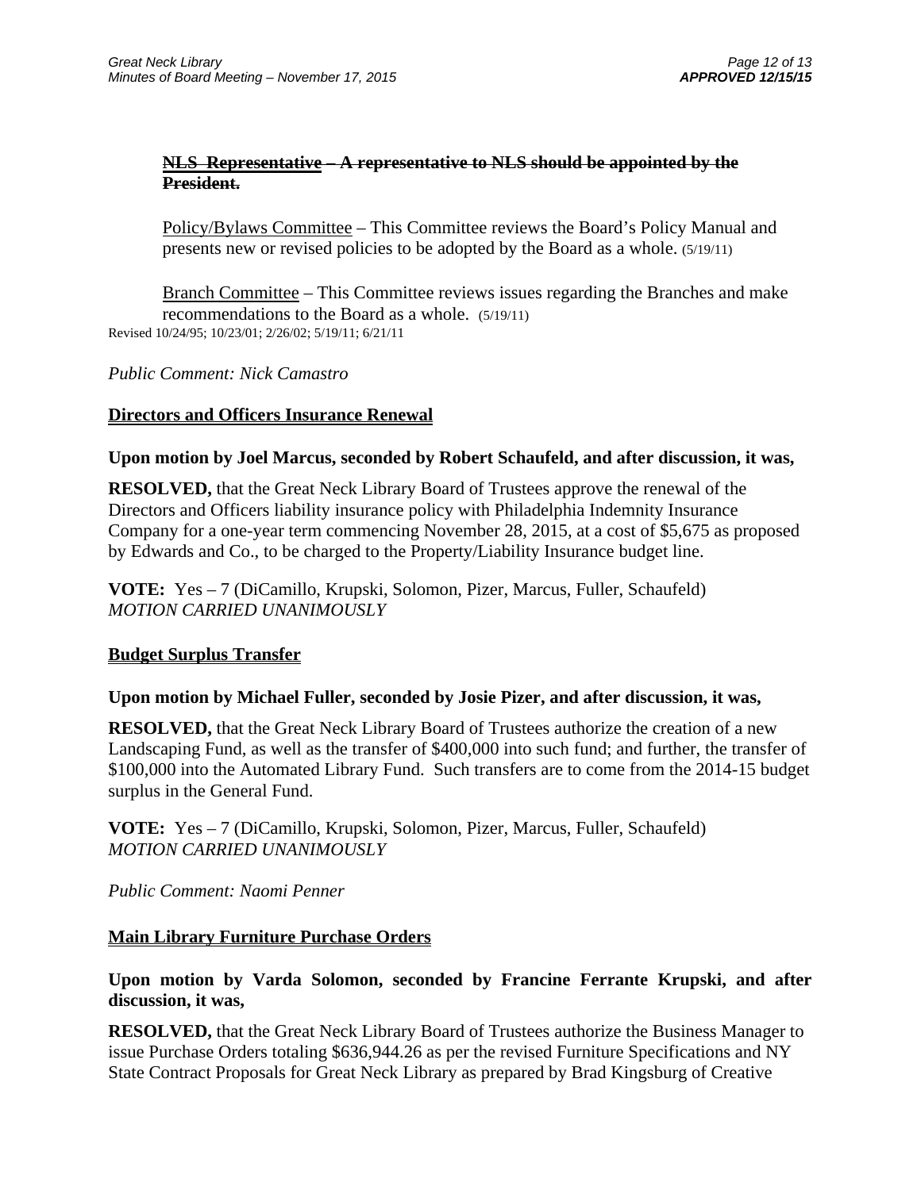~~**<u>NLS Representative</u> – A representative to NLS should be appointed by the President.**~~

<u>Policy/Bylaws Committee</u> – This Committee reviews the Board's Policy Manual and presents new or revised policies to be adopted by the Board as a whole. (5/19/11)

<u>Branch Committee</u> – This Committee reviews issues regarding the Branches and make recommendations to the Board as a whole. (5/19/11)

Revised 10/24/95; 10/23/01; 2/26/02; 5/19/11; 6/21/11

*Public Comment: Nick Camastro*

**<u>Directors and Officers Insurance Renewal</u>**

**Upon motion by Joel Marcus, seconded by Robert Schaufeld, and after discussion, it was,**

**RESOLVED,** that the Great Neck Library Board of Trustees approve the renewal of the Directors and Officers liability insurance policy with Philadelphia Indemnity Insurance Company for a one-year term commencing November 28, 2015, at a cost of $5,675 as proposed by Edwards and Co., to be charged to the Property/Liability Insurance budget line.

**VOTE:** Yes – 7 (DiCamillo, Krupski, Solomon, Pizer, Marcus, Fuller, Schaufeld)
*MOTION CARRIED UNANIMOUSLY*

**<u>Budget Surplus Transfer</u>**

**Upon motion by Michael Fuller, seconded by Josie Pizer, and after discussion, it was,**

**RESOLVED,** that the Great Neck Library Board of Trustees authorize the creation of a new Landscaping Fund, as well as the transfer of $400,000 into such fund; and further, the transfer of $100,000 into the Automated Library Fund. Such transfers are to come from the 2014-15 budget surplus in the General Fund.

**VOTE:** Yes – 7 (DiCamillo, Krupski, Solomon, Pizer, Marcus, Fuller, Schaufeld)
*MOTION CARRIED UNANIMOUSLY*

*Public Comment: Naomi Penner*

**<u>Main Library Furniture Purchase Orders</u>**

**Upon motion by Varda Solomon, seconded by Francine Ferrante Krupski, and after discussion, it was,**

**RESOLVED,** that the Great Neck Library Board of Trustees authorize the Business Manager to issue Purchase Orders totaling $636,944.26 as per the revised Furniture Specifications and NY State Contract Proposals for Great Neck Library as prepared by Brad Kingsburg of Creative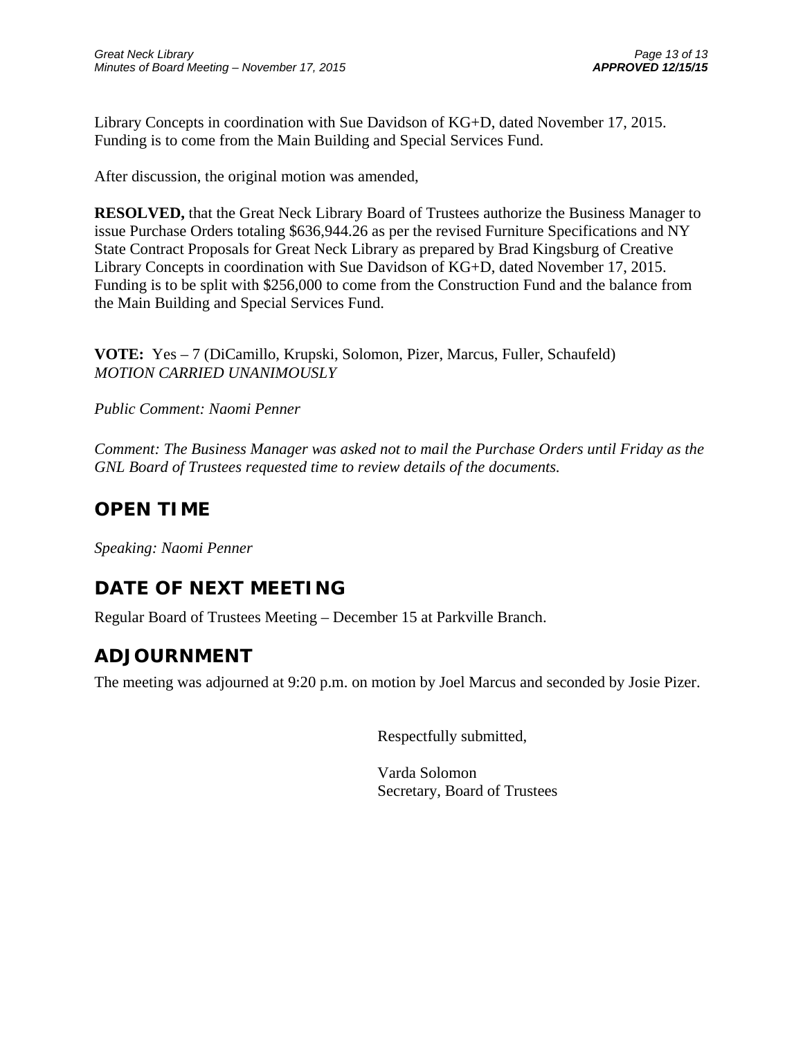Library Concepts in coordination with Sue Davidson of KG+D, dated November 17, 2015. Funding is to come from the Main Building and Special Services Fund.

After discussion, the original motion was amended,

**RESOLVED,** that the Great Neck Library Board of Trustees authorize the Business Manager to issue Purchase Orders totaling $636,944.26 as per the revised Furniture Specifications and NY State Contract Proposals for Great Neck Library as prepared by Brad Kingsburg of Creative Library Concepts in coordination with Sue Davidson of KG+D, dated November 17, 2015. Funding is to be split with $256,000 to come from the Construction Fund and the balance from the Main Building and Special Services Fund.

**VOTE:** Yes – 7 (DiCamillo, Krupski, Solomon, Pizer, Marcus, Fuller, Schaufeld)
*MOTION CARRIED UNANIMOUSLY*

*Public Comment: Naomi Penner*

*Comment: The Business Manager was asked not to mail the Purchase Orders until Friday as the GNL Board of Trustees requested time to review details of the documents.*

## OPEN TIME

*Speaking: Naomi Penner*

## DATE OF NEXT MEETING

Regular Board of Trustees Meeting – December 15 at Parkville Branch.

## ADJOURNMENT

The meeting was adjourned at 9:20 p.m. on motion by Joel Marcus and seconded by Josie Pizer.

Respectfully submitted,

Varda Solomon
Secretary, Board of Trustees